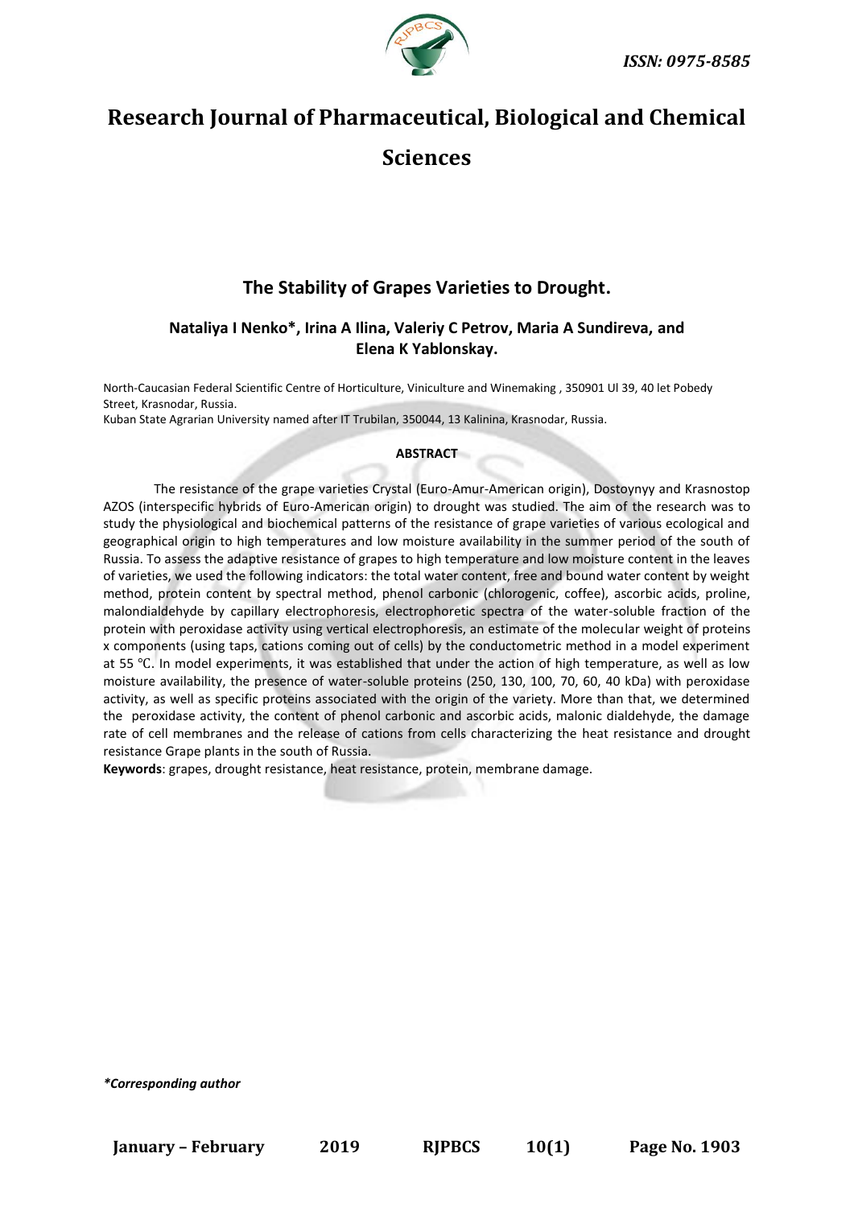# Research Journal of Pharmaceutical, Biological and Chemical Sciences

## The Stability of Grapes Varieties to Drought.

**Nataliya I Nenko*, Irina A Ilina, Valeriy C Petrov, Maria A Sundireva, and Elena K Yablonskay.**

North-Caucasian Federal Scientific Centre of Horticulture, Viniculture and Winemaking , 350901 Ul 39, 40 let Pobedy Street, Krasnodar, Russia.

Kuban State Agrarian University named after IT Trubilan, 350044, 13 Kalinina, Krasnodar, Russia.

### ABSTRACT

The resistance of the grape varieties Crystal (Euro-Amur-American origin), Dostoynyy and Krasnostop AZOS (interspecific hybrids of Euro-American origin) to drought was studied. The aim of the research was to study the physiological and biochemical patterns of the resistance of grape varieties of various ecological and geographical origin to high temperatures and low moisture availability in the summer period of the south of Russia. To assess the adaptive resistance of grapes to high temperature and low moisture content in the leaves of varieties, we used the following indicators: the total water content, free and bound water content by weight method, protein content by spectral method, phenol carbonic (chlorogenic, coffee), ascorbic acids, proline, malondialdehyde by capillary electrophoresis, electrophoretic spectra of the water-soluble fraction of the protein with peroxidase activity using vertical electrophoresis, an estimate of the molecular weight of proteins x components (using taps, cations coming out of cells) by the conductometric method in a model experiment at 55 ºC. In model experiments, it was established that under the action of high temperature, as well as low moisture availability, the presence of water-soluble proteins (250, 130, 100, 70, 60, 40 kDa) with peroxidase activity, as well as specific proteins associated with the origin of the variety. More than that, we determined the peroxidase activity, the content of phenol carbonic and ascorbic acids, malonic dialdehyde, the damage rate of cell membranes and the release of cations from cells characterizing the heat resistance and drought resistance Grape plants in the south of Russia.

**Keywords**: grapes, drought resistance, heat resistance, protein, membrane damage.

*\*Corresponding author*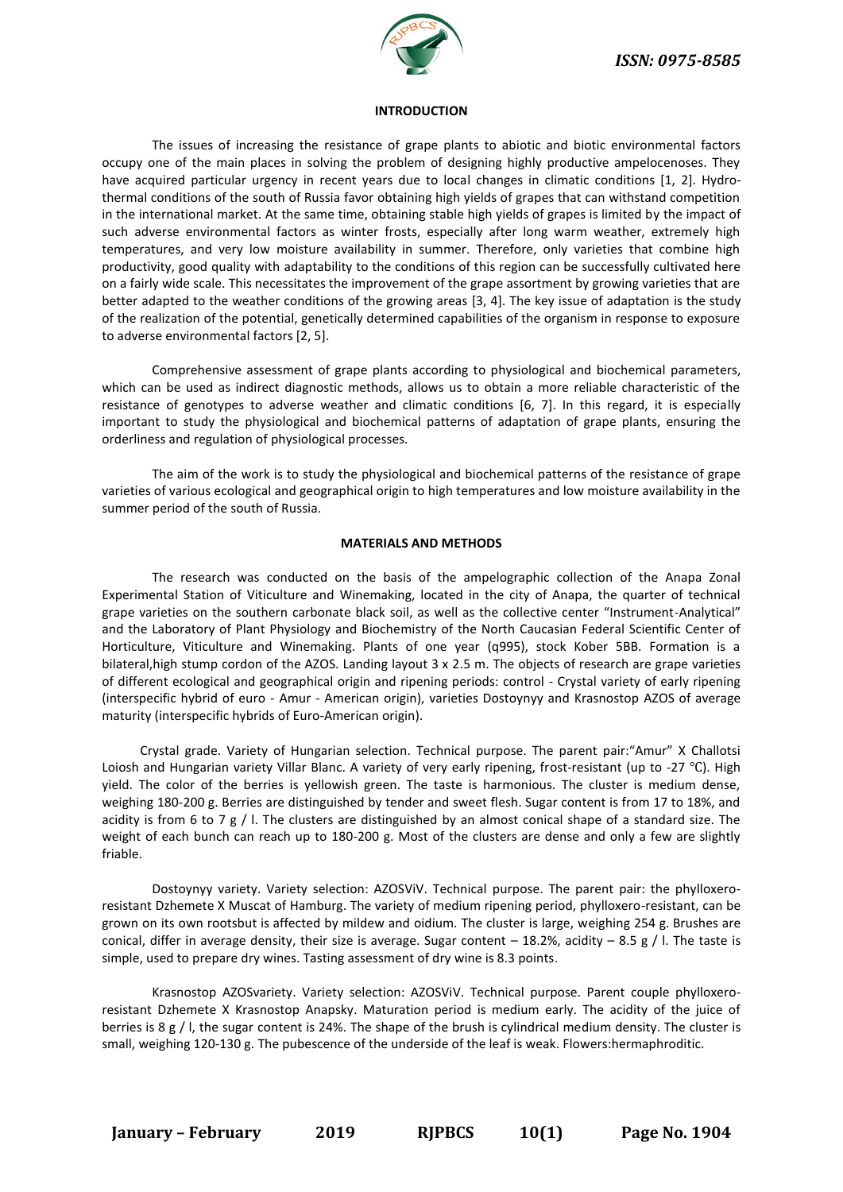## INTRODUCTION

The issues of increasing the resistance of grape plants to abiotic and biotic environmental factors occupy one of the main places in solving the problem of designing highly productive ampelocenoses. They have acquired particular urgency in recent years due to local changes in climatic conditions [1, 2]. Hydrothermal conditions of the south of Russia favor obtaining high yields of grapes that can withstand competition in the international market. At the same time, obtaining stable high yields of grapes is limited by the impact of such adverse environmental factors as winter frosts, especially after long warm weather, extremely high temperatures, and very low moisture availability in summer. Therefore, only varieties that combine high productivity, good quality with adaptability to the conditions of this region can be successfully cultivated here on a fairly wide scale. This necessitates the improvement of the grape assortment by growing varieties that are better adapted to the weather conditions of the growing areas [3, 4]. The key issue of adaptation is the study of the realization of the potential, genetically determined capabilities of the organism in response to exposure to adverse environmental factors [2, 5].

Comprehensive assessment of grape plants according to physiological and biochemical parameters, which can be used as indirect diagnostic methods, allows us to obtain a more reliable characteristic of the resistance of genotypes to adverse weather and climatic conditions [6, 7]. In this regard, it is especially important to study the physiological and biochemical patterns of adaptation of grape plants, ensuring the orderliness and regulation of physiological processes.

The aim of the work is to study the physiological and biochemical patterns of the resistance of grape varieties of various ecological and geographical origin to high temperatures and low moisture availability in the summer period of the south of Russia.

## MATERIALS AND METHODS

The research was conducted on the basis of the ampelographic collection of the Anapa Zonal Experimental Station of Viticulture and Winemaking, located in the city of Anapa, the quarter of technical grape varieties on the southern carbonate black soil, as well as the collective center "Instrument-Analytical" and the Laboratory of Plant Physiology and Biochemistry of the North Caucasian Federal Scientific Center of Horticulture, Viticulture and Winemaking. Plants of one year (q995), stock Kober 5BB. Formation is a bilateral,high stump cordon of the AZOS. Landing layout 3 x 2.5 m. The objects of research are grape varieties of different ecological and geographical origin and ripening periods: control - Crystal variety of early ripening (interspecific hybrid of euro - Amur - American origin), varieties Dostoynyy and Krasnostop AZOS of average maturity (interspecific hybrids of Euro-American origin).

Crystal grade. Variety of Hungarian selection. Technical purpose. The parent pair:"Amur" X Challotsi Loiosh and Hungarian variety Villar Blanc. A variety of very early ripening, frost-resistant (up to -27 °C). High yield. The color of the berries is yellowish green. The taste is harmonious. The cluster is medium dense, weighing 180-200 g. Berries are distinguished by tender and sweet flesh. Sugar content is from 17 to 18%, and acidity is from 6 to 7 g / l. The clusters are distinguished by an almost conical shape of a standard size. The weight of each bunch can reach up to 180-200 g. Most of the clusters are dense and only a few are slightly friable.

Dostoynyy variety. Variety selection: AZOSViV. Technical purpose. The parent pair: the phylloxero-resistant Dzhemete X Muscat of Hamburg. The variety of medium ripening period, phylloxero-resistant, can be grown on its own rootsbut is affected by mildew and oidium. The cluster is large, weighing 254 g. Brushes are conical, differ in average density, their size is average. Sugar content – 18.2%, acidity – 8.5 g / l. The taste is simple, used to prepare dry wines. Tasting assessment of dry wine is 8.3 points.

Krasnostop AZOSvariety. Variety selection: AZOSViV. Technical purpose. Parent couple phylloxero-resistant Dzhemete X Krasnostop Anapsky. Maturation period is medium early. The acidity of the juice of berries is 8 g / l, the sugar content is 24%. The shape of the brush is cylindrical medium density. The cluster is small, weighing 120-130 g. The pubescence of the underside of the leaf is weak. Flowers:hermaphroditic.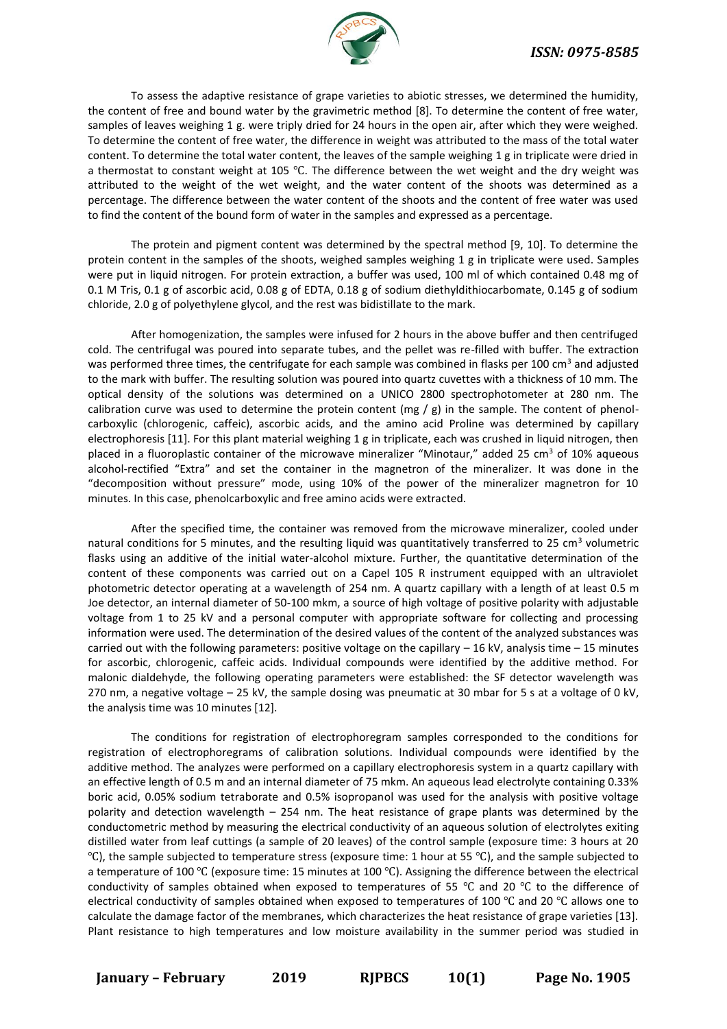To assess the adaptive resistance of grape varieties to abiotic stresses, we determined the humidity, the content of free and bound water by the gravimetric method [8]. To determine the content of free water, samples of leaves weighing 1 g. were triply dried for 24 hours in the open air, after which they were weighed. To determine the content of free water, the difference in weight was attributed to the mass of the total water content. To determine the total water content, the leaves of the sample weighing 1 g in triplicate were dried in a thermostat to constant weight at 105 ℃. The difference between the wet weight and the dry weight was attributed to the weight of the wet weight, and the water content of the shoots was determined as a percentage. The difference between the water content of the shoots and the content of free water was used to find the content of the bound form of water in the samples and expressed as a percentage.

The protein and pigment content was determined by the spectral method [9, 10]. To determine the protein content in the samples of the shoots, weighed samples weighing 1 g in triplicate were used. Samples were put in liquid nitrogen. For protein extraction, a buffer was used, 100 ml of which contained 0.48 mg of 0.1 M Tris, 0.1 g of ascorbic acid, 0.08 g of EDTA, 0.18 g of sodium diethyldithiocarbomate, 0.145 g of sodium chloride, 2.0 g of polyethylene glycol, and the rest was bidistillate to the mark.

After homogenization, the samples were infused for 2 hours in the above buffer and then centrifuged cold. The centrifugal was poured into separate tubes, and the pellet was re-filled with buffer. The extraction was performed three times, the centrifugate for each sample was combined in flasks per 100 cm$^3$ and adjusted to the mark with buffer. The resulting solution was poured into quartz cuvettes with a thickness of 10 mm. The optical density of the solutions was determined on a UNICO 2800 spectrophotometer at 280 nm. The calibration curve was used to determine the protein content (mg / g) in the sample. The content of phenol-carboxylic (chlorogenic, caffeic), ascorbic acids, and the amino acid Proline was determined by capillary electrophoresis [11]. For this plant material weighing 1 g in triplicate, each was crushed in liquid nitrogen, then placed in a fluoroplastic container of the microwave mineralizer "Minotaur," added 25 cm$^3$ of 10% aqueous alcohol-rectified "Extra" and set the container in the magnetron of the mineralizer. It was done in the "decomposition without pressure" mode, using 10% of the power of the mineralizer magnetron for 10 minutes. In this case, phenolcarboxylic and free amino acids were extracted.

After the specified time, the container was removed from the microwave mineralizer, cooled under natural conditions for 5 minutes, and the resulting liquid was quantitatively transferred to 25 cm$^3$ volumetric flasks using an additive of the initial water-alcohol mixture. Further, the quantitative determination of the content of these components was carried out on a Capel 105 R instrument equipped with an ultraviolet photometric detector operating at a wavelength of 254 nm. A quartz capillary with a length of at least 0.5 m Joe detector, an internal diameter of 50-100 mkm, a source of high voltage of positive polarity with adjustable voltage from 1 to 25 kV and a personal computer with appropriate software for collecting and processing information were used. The determination of the desired values of the content of the analyzed substances was carried out with the following parameters: positive voltage on the capillary – 16 kV, analysis time – 15 minutes for ascorbic, chlorogenic, caffeic acids. Individual compounds were identified by the additive method. For malonic dialdehyde, the following operating parameters were established: the SF detector wavelength was 270 nm, a negative voltage – 25 kV, the sample dosing was pneumatic at 30 mbar for 5 s at a voltage of 0 kV, the analysis time was 10 minutes [12].

The conditions for registration of electrophoregram samples corresponded to the conditions for registration of electrophoregrams of calibration solutions. Individual compounds were identified by the additive method. The analyzes were performed on a capillary electrophoresis system in a quartz capillary with an effective length of 0.5 m and an internal diameter of 75 mkm. An aqueous lead electrolyte containing 0.33% boric acid, 0.05% sodium tetraborate and 0.5% isopropanol was used for the analysis with positive voltage polarity and detection wavelength – 254 nm. The heat resistance of grape plants was determined by the conductometric method by measuring the electrical conductivity of an aqueous solution of electrolytes exiting distilled water from leaf cuttings (a sample of 20 leaves) of the control sample (exposure time: 3 hours at 20 ℃), the sample subjected to temperature stress (exposure time: 1 hour at 55 ℃), and the sample subjected to a temperature of 100 ℃ (exposure time: 15 minutes at 100 ℃). Assigning the difference between the electrical conductivity of samples obtained when exposed to temperatures of 55 ℃ and 20 ℃ to the difference of electrical conductivity of samples obtained when exposed to temperatures of 100 ℃ and 20 ℃ allows one to calculate the damage factor of the membranes, which characterizes the heat resistance of grape varieties [13]. Plant resistance to high temperatures and low moisture availability in the summer period was studied in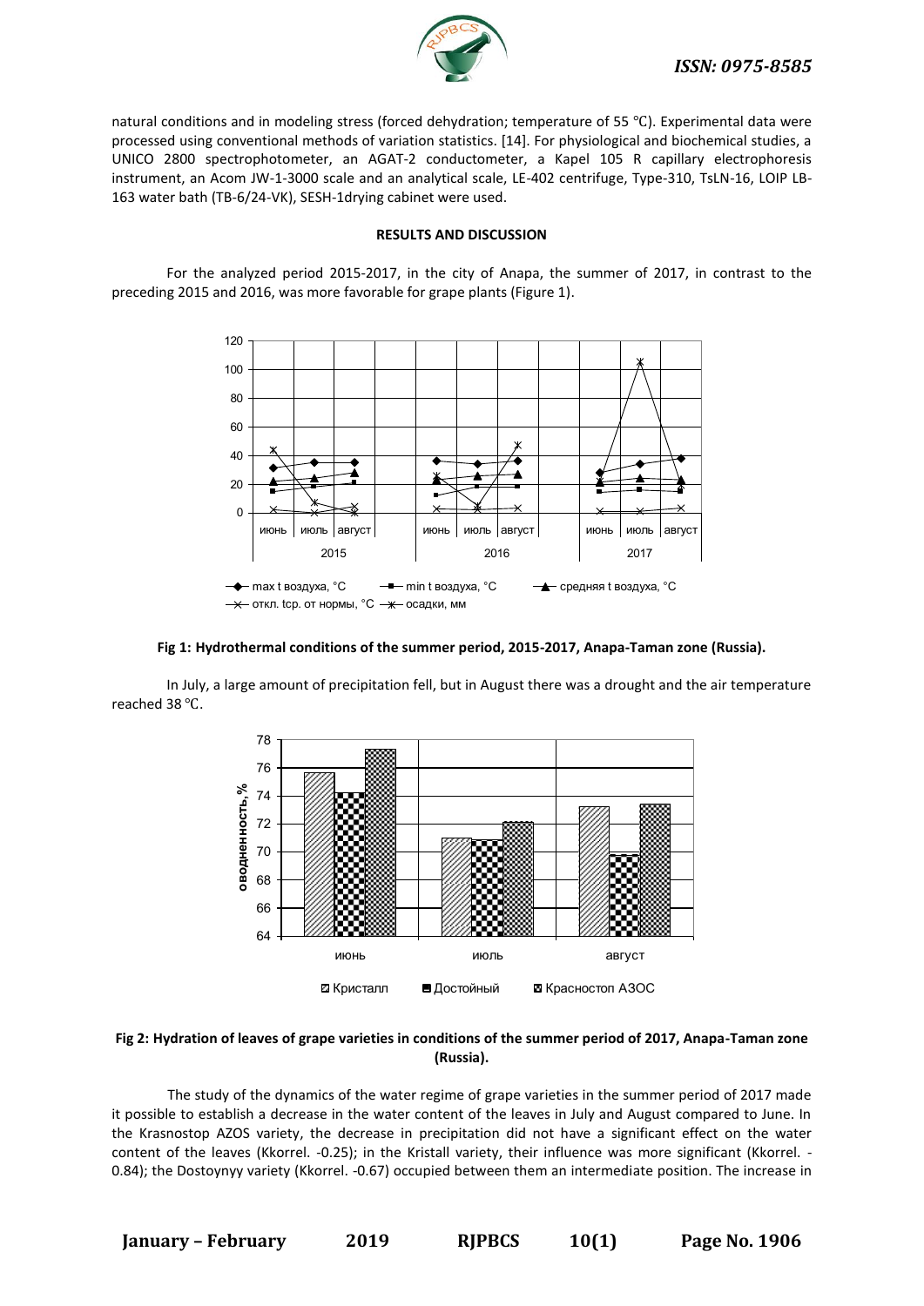natural conditions and in modeling stress (forced dehydration; temperature of 55 °C). Experimental data were processed using conventional methods of variation statistics. [14]. For physiological and biochemical studies, a UNICO 2800 spectrophotometer, an AGAT-2 conductometer, a Kapel 105 R capillary electrophoresis instrument, an Acom JW-1-3000 scale and an analytical scale, LE-402 centrifuge, Type-310, TsLN-16, LOIP LB-163 water bath (TB-6/24-VK), SESH-1drying cabinet were used.

## RESULTS AND DISCUSSION

For the analyzed period 2015-2017, in the city of Anapa, the summer of 2017, in contrast to the preceding 2015 and 2016, was more favorable for grape plants (Figure 1).

**Fig 1: Hydrothermal conditions of the summer period, 2015-2017, Anapa-Taman zone (Russia).**

In July, a large amount of precipitation fell, but in August there was a drought and the air temperature reached 38 °C.

**Fig 2: Hydration of leaves of grape varieties in conditions of the summer period of 2017, Anapa-Taman zone (Russia).**

The study of the dynamics of the water regime of grape varieties in the summer period of 2017 made it possible to establish a decrease in the water content of the leaves in July and August compared to June. In the Krasnostop AZOS variety, the decrease in precipitation did not have a significant effect on the water content of the leaves (Kkorrel. -0.25); in the Kristall variety, their influence was more significant (Kkorrel. -0.84); the Dostoynyy variety (Kkorrel. -0.67) occupied between them an intermediate position. The increase in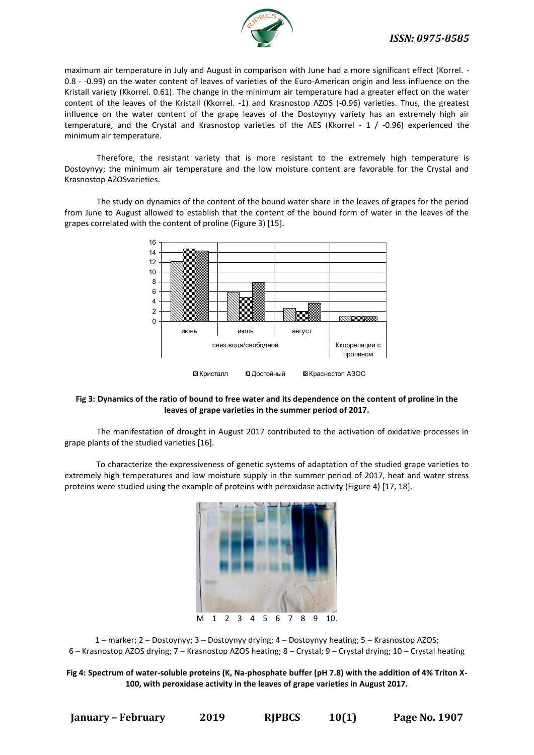maximum air temperature in July and August in comparison with June had a more significant effect (Korrel. - 0.8 - -0.99) on the water content of leaves of varieties of the Euro-American origin and less influence on the Kristall variety (Kkorrel. 0.61). The change in the minimum air temperature had a greater effect on the water content of the leaves of the Kristall (Kkorrel. -1) and Krasnostop AZOS (-0.96) varieties. Thus, the greatest influence on the water content of the grape leaves of the Dostoynyy variety has an extremely high air temperature, and the Crystal and Krasnostop varieties of the AES (Kkorrel - 1 / -0.96) experienced the minimum air temperature.

Therefore, the resistant variety that is more resistant to the extremely high temperature is Dostoynyy; the minimum air temperature and the low moisture content are favorable for the Crystal and Krasnostop AZOSvarieties.

The study on dynamics of the content of the bound water share in the leaves of grapes for the period from June to August allowed to establish that the content of the bound form of water in the leaves of the grapes correlated with the content of proline (Figure 3) [15].

**Fig 3: Dynamics of the ratio of bound to free water and its dependence on the content of proline in the leaves of grape varieties in the summer period of 2017.**

The manifestation of drought in August 2017 contributed to the activation of oxidative processes in grape plants of the studied varieties [16].

To characterize the expressiveness of genetic systems of adaptation of the studied grape varieties to extremely high temperatures and low moisture supply in the summer period of 2017, heat and water stress proteins were studied using the example of proteins with peroxidase activity (Figure 4) [17, 18].

M 1 2 3 4 5 6 7 8 9 10.

1 – marker; 2 – Dostoynyy; 3 – Dostoynyy drying; 4 – Dostoynyy heating; 5 – Krasnostop AZOS; 6 – Krasnostop AZOS drying; 7 – Krasnostop AZOS heating; 8 – Crystal; 9 – Crystal drying; 10 – Crystal heating

**Fig 4: Spectrum of water-soluble proteins (K, Na-phosphate buffer (pH 7.8) with the addition of 4% Triton X-100, with peroxidase activity in the leaves of grape varieties in August 2017.**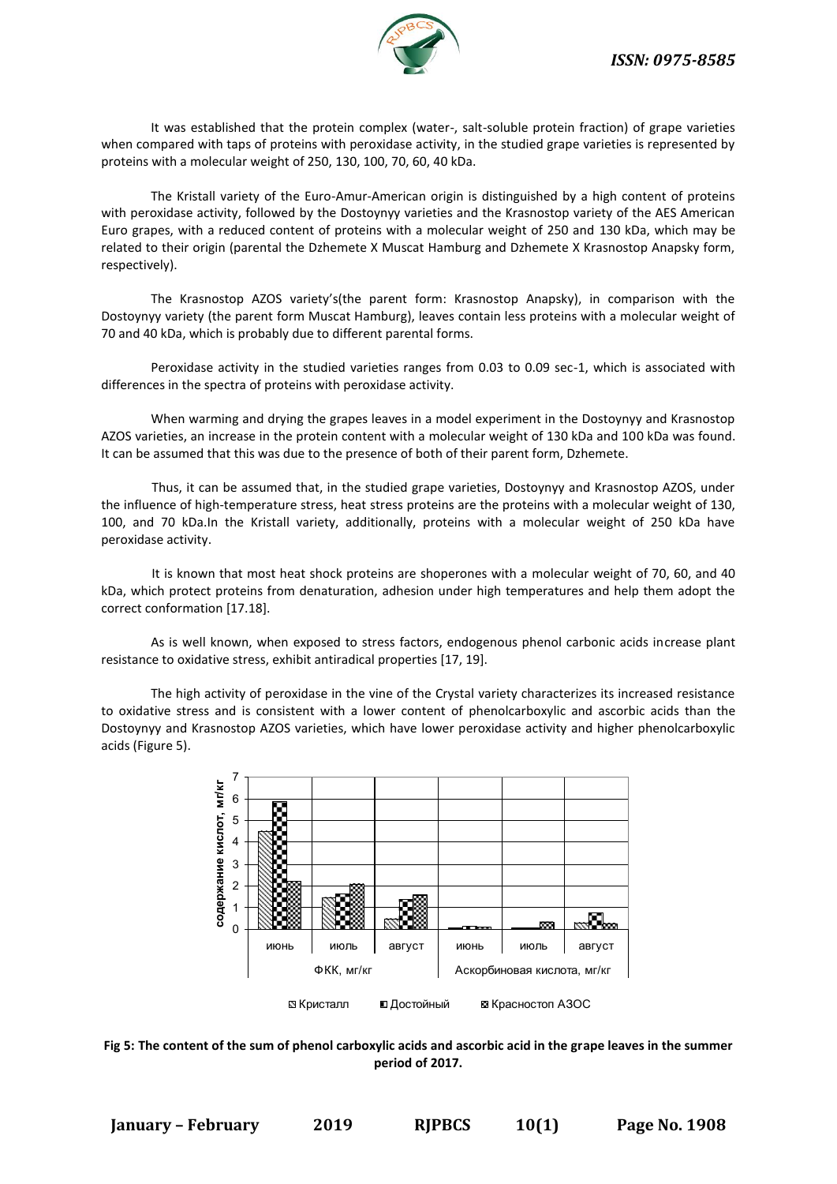It was established that the protein complex (water-, salt-soluble protein fraction) of grape varieties when compared with taps of proteins with peroxidase activity, in the studied grape varieties is represented by proteins with a molecular weight of 250, 130, 100, 70, 60, 40 kDa.

The Kristall variety of the Euro-Amur-American origin is distinguished by a high content of proteins with peroxidase activity, followed by the Dostoynyy varieties and the Krasnostop variety of the AES American Euro grapes, with a reduced content of proteins with a molecular weight of 250 and 130 kDa, which may be related to their origin (parental the Dzhemete X Muscat Hamburg and Dzhemete X Krasnostop Anapsky form, respectively).

The Krasnostop AZOS variety's(the parent form: Krasnostop Anapsky), in comparison with the Dostoynyy variety (the parent form Muscat Hamburg), leaves contain less proteins with a molecular weight of 70 and 40 kDa, which is probably due to different parental forms.

Peroxidase activity in the studied varieties ranges from 0.03 to 0.09 sec-1, which is associated with differences in the spectra of proteins with peroxidase activity.

When warming and drying the grapes leaves in a model experiment in the Dostoynyy and Krasnostop AZOS varieties, an increase in the protein content with a molecular weight of 130 kDa and 100 kDa was found. It can be assumed that this was due to the presence of both of their parent form, Dzhemete.

Thus, it can be assumed that, in the studied grape varieties, Dostoynyy and Krasnostop AZOS, under the influence of high-temperature stress, heat stress proteins are the proteins with a molecular weight of 130, 100, and 70 kDa.In the Kristall variety, additionally, proteins with a molecular weight of 250 kDa have peroxidase activity.

It is known that most heat shock proteins are shoperones with a molecular weight of 70, 60, and 40 kDa, which protect proteins from denaturation, adhesion under high temperatures and help them adopt the correct conformation [17.18].

As is well known, when exposed to stress factors, endogenous phenol carbonic acids increase plant resistance to oxidative stress, exhibit antiradical properties [17, 19].

The high activity of peroxidase in the vine of the Crystal variety characterizes its increased resistance to oxidative stress and is consistent with a lower content of phenolcarboxylic and ascorbic acids than the Dostoynyy and Krasnostop AZOS varieties, which have lower peroxidase activity and higher phenolcarboxylic acids (Figure 5).

**Fig 5: The content of the sum of phenol carboxylic acids and ascorbic acid in the grape leaves in the summer period of 2017.**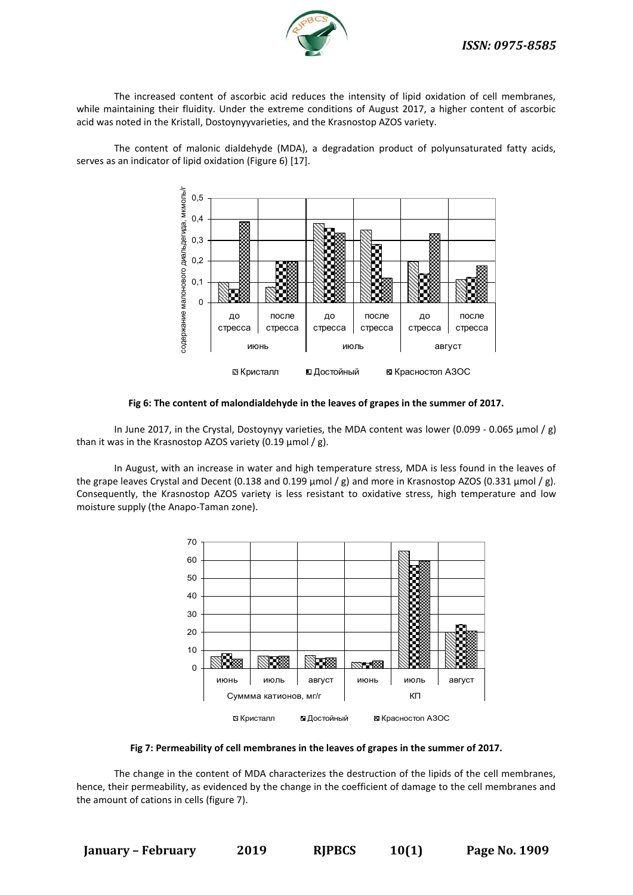The increased content of ascorbic acid reduces the intensity of lipid oxidation of cell membranes, while maintaining their fluidity. Under the extreme conditions of August 2017, a higher content of ascorbic acid was noted in the Kristall, Dostoynyyvarieties, and the Krasnostop AZOS variety.

The content of malonic dialdehyde (MDA), a degradation product of polyunsaturated fatty acids, serves as an indicator of lipid oxidation (Figure 6) [17].

**Fig 6: The content of malondialdehyde in the leaves of grapes in the summer of 2017.**

In June 2017, in the Crystal, Dostoynyy varieties, the MDA content was lower (0.099 - 0.065 µmol / g) than it was in the Krasnostop AZOS variety (0.19 µmol / g).

In August, with an increase in water and high temperature stress, MDA is less found in the leaves of the grape leaves Crystal and Decent (0.138 and 0.199 µmol / g) and more in Krasnostop AZOS (0.331 µmol / g). Consequently, the Krasnostop AZOS variety is less resistant to oxidative stress, high temperature and low moisture supply (the Anapo-Taman zone).

**Fig 7: Permeability of cell membranes in the leaves of grapes in the summer of 2017.**

The change in the content of MDA characterizes the destruction of the lipids of the cell membranes, hence, their permeability, as evidenced by the change in the coefficient of damage to the cell membranes and the amount of cations in cells (figure 7).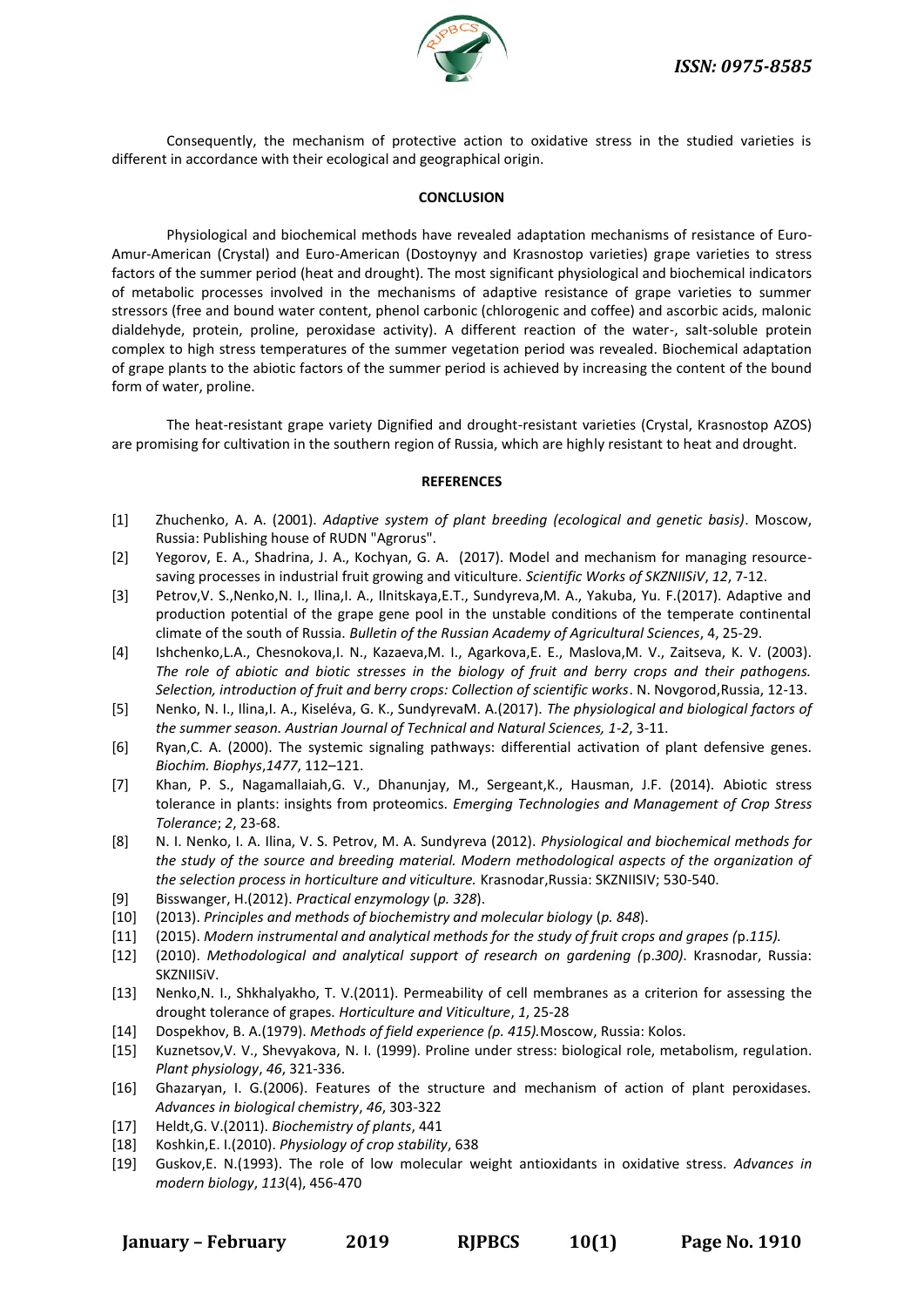Consequently, the mechanism of protective action to oxidative stress in the studied varieties is different in accordance with their ecological and geographical origin.

## CONCLUSION

Physiological and biochemical methods have revealed adaptation mechanisms of resistance of Euro-Amur-American (Crystal) and Euro-American (Dostoynyy and Krasnostop varieties) grape varieties to stress factors of the summer period (heat and drought). The most significant physiological and biochemical indicators of metabolic processes involved in the mechanisms of adaptive resistance of grape varieties to summer stressors (free and bound water content, phenol carbonic (chlorogenic and coffee) and ascorbic acids, malonic dialdehyde, protein, proline, peroxidase activity). A different reaction of the water-, salt-soluble protein complex to high stress temperatures of the summer vegetation period was revealed. Biochemical adaptation of grape plants to the abiotic factors of the summer period is achieved by increasing the content of the bound form of water, proline.

The heat-resistant grape variety Dignified and drought-resistant varieties (Crystal, Krasnostop AZOS) are promising for cultivation in the southern region of Russia, which are highly resistant to heat and drought.

## REFERENCES

[1] Zhuchenko, A. A. (2001). *Adaptive system of plant breeding (ecological and genetic basis)*. Moscow, Russia: Publishing house of RUDN "Agrorus".

[2] Yegorov, E. A., Shadrina, J. A., Kochyan, G. A. (2017). Model and mechanism for managing resource-saving processes in industrial fruit growing and viticulture. *Scientific Works of SKZNIISiV*, *12*, 7-12.

[3] Petrov,V. S.,Nenko,N. I., Ilina,I. A., Ilnitskaya,E.T., Sundyreva,M. A., Yakuba, Yu. F.(2017). Adaptive and production potential of the grape gene pool in the unstable conditions of the temperate continental climate of the south of Russia. *Bulletin of the Russian Academy of Agricultural Sciences*, 4, 25-29.

[4] Ishchenko,L.A., Chesnokova,I. N., Kazaeva,M. I., Agarkova,E. E., Maslova,M. V., Zaitseva, K. V. (2003). *The role of abiotic and biotic stresses in the biology of fruit and berry crops and their pathogens. Selection, introduction of fruit and berry crops: Collection of scientific works*. N. Novgorod,Russia, 12-13.

[5] Nenko, N. I., Ilina,I. A., Kiseléva, G. K., SundyrevaM. A.(2017). *The physiological and biological factors of the summer season. Austrian Journal of Technical and Natural Sciences, 1-2*, 3-11.

[6] Ryan,C. A. (2000). The systemic signaling pathways: differential activation of plant defensive genes. *Biochim. Biophys*,*1477*, 112–121.

[7] Khan, P. S., Nagamallaiah,G. V., Dhanunjay, M., Sergeant,K., Hausman, J.F. (2014). Abiotic stress tolerance in plants: insights from proteomics. *Emerging Technologies and Management of Crop Stress Tolerance*; *2*, 23-68.

[8] N. I. Nenko, I. A. Ilina, V. S. Petrov, M. A. Sundyreva (2012). *Physiological and biochemical methods for the study of the source and breeding material. Modern methodological aspects of the organization of the selection process in horticulture and viticulture.* Krasnodar,Russia: SKZNIISIV; 530-540.

[9] Bisswanger, H.(2012). *Practical enzymology* (*p. 328*).

[10] (2013). *Principles and methods of biochemistry and molecular biology* (*p. 848*).

[11] (2015). *Modern instrumental and analytical methods for the study of fruit crops and grapes (*p.*115).*

[12] (2010). *Methodological and analytical support of research on gardening (*p.*300)*. Krasnodar, Russia: SKZNIISiV.

[13] Nenko,N. I., Shkhalyakho, T. V.(2011). Permeability of cell membranes as a criterion for assessing the drought tolerance of grapes. *Horticulture and Viticulture*, *1*, 25-28

[14] Dospekhov, B. A.(1979). *Methods of field experience (p. 415).*Moscow, Russia: Kolos.

[15] Kuznetsov,V. V., Shevyakova, N. I. (1999). Proline under stress: biological role, metabolism, regulation. *Plant physiology*, *46*, 321-336.

[16] Ghazaryan, I. G.(2006). Features of the structure and mechanism of action of plant peroxidases. *Advances in biological chemistry*, *46*, 303-322

[17] Heldt,G. V.(2011). *Biochemistry of plants*, 441

[18] Koshkin,E. I.(2010). *Physiology of crop stability*, 638

[19] Guskov,E. N.(1993). The role of low molecular weight antioxidants in oxidative stress. *Advances in modern biology*, *113*(4), 456-470